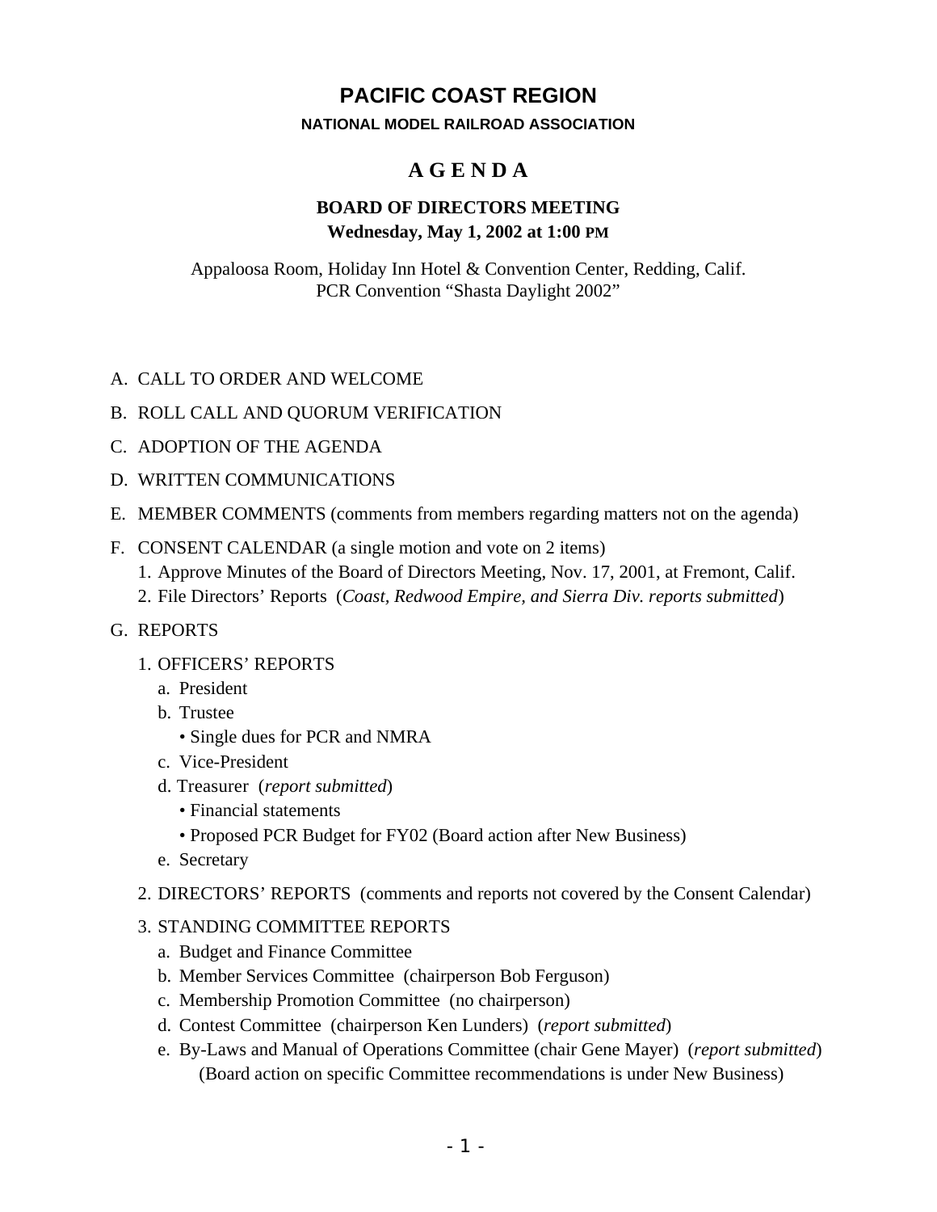# PACIFIC COAST REGION

**NATIONAL MODEL RAILROAD ASSOCIATION**

## A G E N D A

**BOARD OF DIRECTORS MEETING**
**Wednesday, May 1, 2002 at 1:00 PM**

Appaloosa Room, Holiday Inn Hotel & Convention Center, Redding, Calif.
PCR Convention "Shasta Daylight 2002"

A. CALL TO ORDER AND WELCOME

B. ROLL CALL AND QUORUM VERIFICATION

C. ADOPTION OF THE AGENDA

D. WRITTEN COMMUNICATIONS

E. MEMBER COMMENTS (comments from members regarding matters not on the agenda)

F. CONSENT CALENDAR (a single motion and vote on 2 items)
   1. Approve Minutes of the Board of Directors Meeting, Nov. 17, 2001, at Fremont, Calif.
   2. File Directors' Reports (*Coast, Redwood Empire, and Sierra Div. reports submitted*)

G. REPORTS

   1. OFFICERS' REPORTS
      a. President
      b. Trustee
         • Single dues for PCR and NMRA
      c. Vice-President
      d. Treasurer (*report submitted*)
         • Financial statements
         • Proposed PCR Budget for FY02 (Board action after New Business)
      e. Secretary

   2. DIRECTORS' REPORTS (comments and reports not covered by the Consent Calendar)

   3. STANDING COMMITTEE REPORTS
      a. Budget and Finance Committee
      b. Member Services Committee (chairperson Bob Ferguson)
      c. Membership Promotion Committee (no chairperson)
      d. Contest Committee (chairperson Ken Lunders) (*report submitted*)
      e. By-Laws and Manual of Operations Committee (chair Gene Mayer) (*report submitted*)
         (Board action on specific Committee recommendations is under New Business)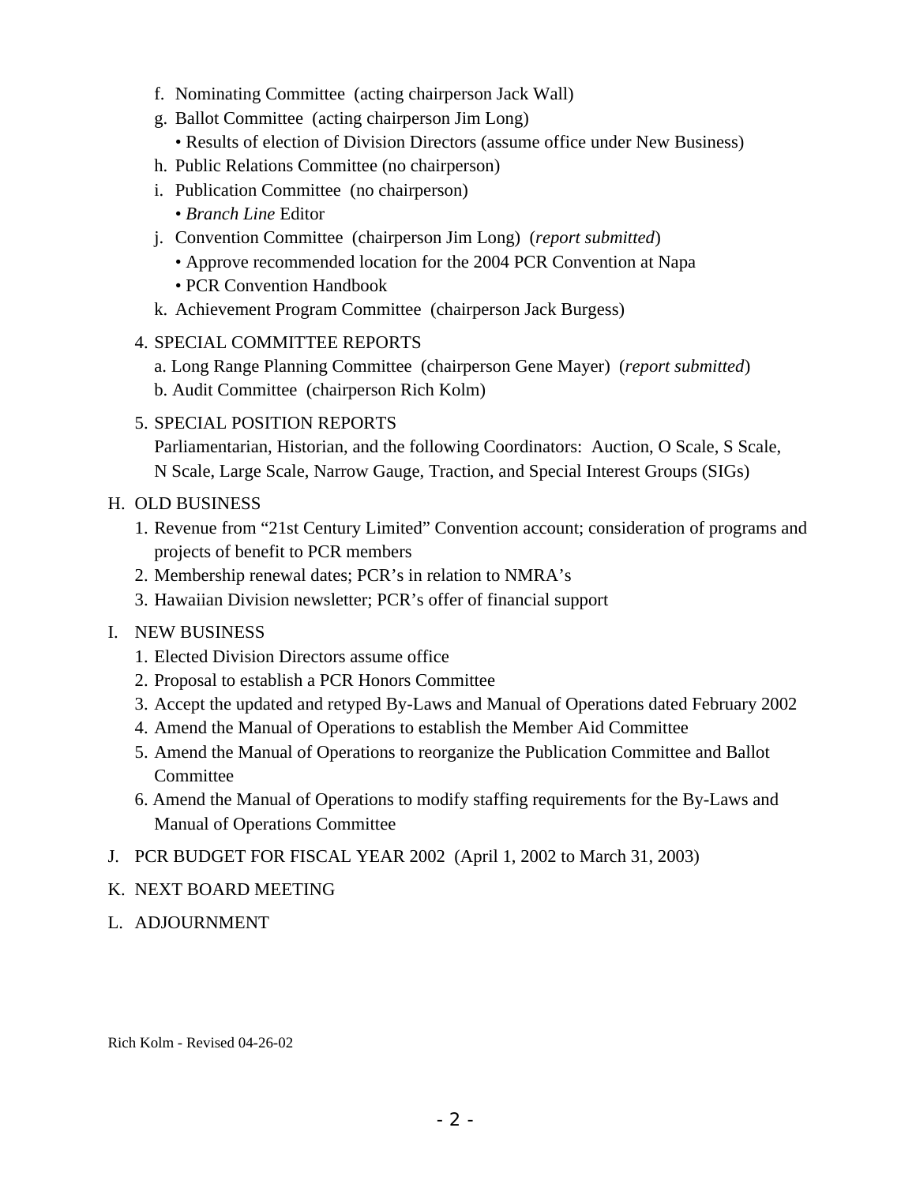f. Nominating Committee (acting chairperson Jack Wall)

g. Ballot Committee (acting chairperson Jim Long)
   - Results of election of Division Directors (assume office under New Business)

h. Public Relations Committee (no chairperson)

i. Publication Committee (no chairperson)
   - *Branch Line* Editor

j. Convention Committee (chairperson Jim Long) (*report submitted*)
   - Approve recommended location for the 2004 PCR Convention at Napa
   - PCR Convention Handbook

k. Achievement Program Committee (chairperson Jack Burgess)

4. SPECIAL COMMITTEE REPORTS

   a. Long Range Planning Committee (chairperson Gene Mayer) (*report submitted*)

   b. Audit Committee (chairperson Rich Kolm)

5. SPECIAL POSITION REPORTS

   Parliamentarian, Historian, and the following Coordinators: Auction, O Scale, S Scale, N Scale, Large Scale, Narrow Gauge, Traction, and Special Interest Groups (SIGs)

H. OLD BUSINESS

1. Revenue from "21st Century Limited" Convention account; consideration of programs and projects of benefit to PCR members
2. Membership renewal dates; PCR's in relation to NMRA's
3. Hawaiian Division newsletter; PCR's offer of financial support

I. NEW BUSINESS

1. Elected Division Directors assume office
2. Proposal to establish a PCR Honors Committee
3. Accept the updated and retyped By-Laws and Manual of Operations dated February 2002
4. Amend the Manual of Operations to establish the Member Aid Committee
5. Amend the Manual of Operations to reorganize the Publication Committee and Ballot Committee
6. Amend the Manual of Operations to modify staffing requirements for the By-Laws and Manual of Operations Committee

J. PCR BUDGET FOR FISCAL YEAR 2002 (April 1, 2002 to March 31, 2003)

K. NEXT BOARD MEETING

L. ADJOURNMENT

Rich Kolm - Revised 04-26-02